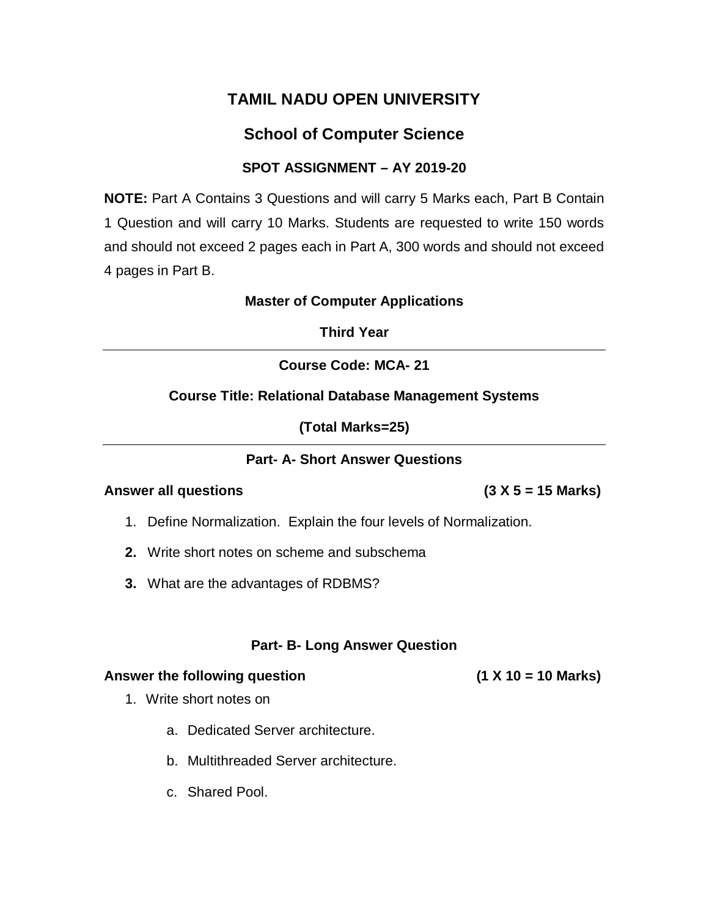# TAMIL NADU OPEN UNIVERSITY

## School of Computer Science

### SPOT ASSIGNMENT – AY 2019-20

**NOTE:** Part A Contains 3 Questions and will carry 5 Marks each, Part B Contain 1 Question and will carry 10 Marks. Students are requested to write 150 words and should not exceed 2 pages each in Part A, 300 words and should not exceed 4 pages in Part B.

**Master of Computer Applications**

**Third Year**

---

**Course Code: MCA- 21**

**Course Title: Relational Database Management Systems**

**(Total Marks=25)**

---

### Part- A- Short Answer Questions

**Answer all questions** **(3 X 5 = 15 Marks)**

1. Define Normalization. Explain the four levels of Normalization.
2. Write short notes on scheme and subschema
3. What are the advantages of RDBMS?

### Part- B- Long Answer Question

**Answer the following question** **(1 X 10 = 10 Marks)**

1. Write short notes on
   a. Dedicated Server architecture.
   b. Multithreaded Server architecture.
   c. Shared Pool.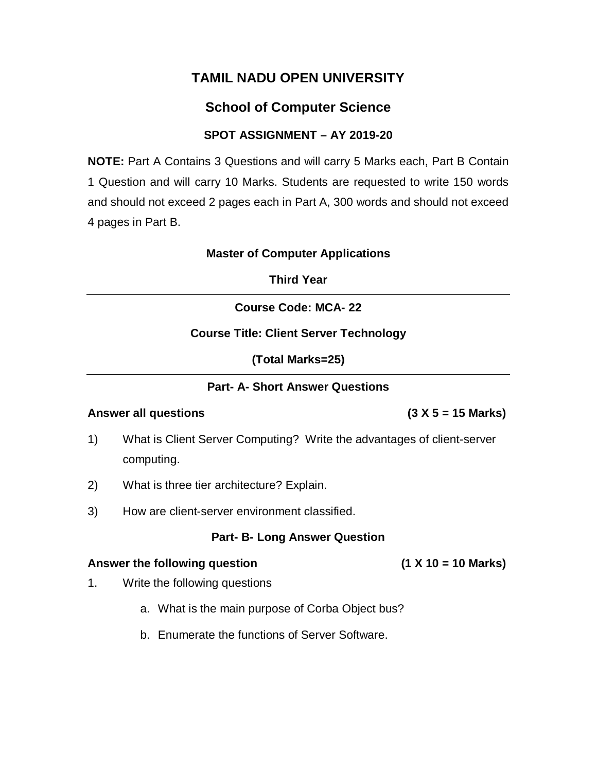# TAMIL NADU OPEN UNIVERSITY

## School of Computer Science

### SPOT ASSIGNMENT – AY 2019-20

**NOTE:** Part A Contains 3 Questions and will carry 5 Marks each, Part B Contain 1 Question and will carry 10 Marks. Students are requested to write 150 words and should not exceed 2 pages each in Part A, 300 words and should not exceed 4 pages in Part B.

**Master of Computer Applications**

**Third Year**

---

**Course Code: MCA- 22**

**Course Title: Client Server Technology**

**(Total Marks=25)**

---

**Part- A- Short Answer Questions**

**Answer all questions** **(3 X 5 = 15 Marks)**

1) What is Client Server Computing? Write the advantages of client-server computing.

2) What is three tier architecture? Explain.

3) How are client-server environment classified.

**Part- B- Long Answer Question**

**Answer the following question** **(1 X 10 = 10 Marks)**

1. Write the following questions

   a. What is the main purpose of Corba Object bus?

   b. Enumerate the functions of Server Software.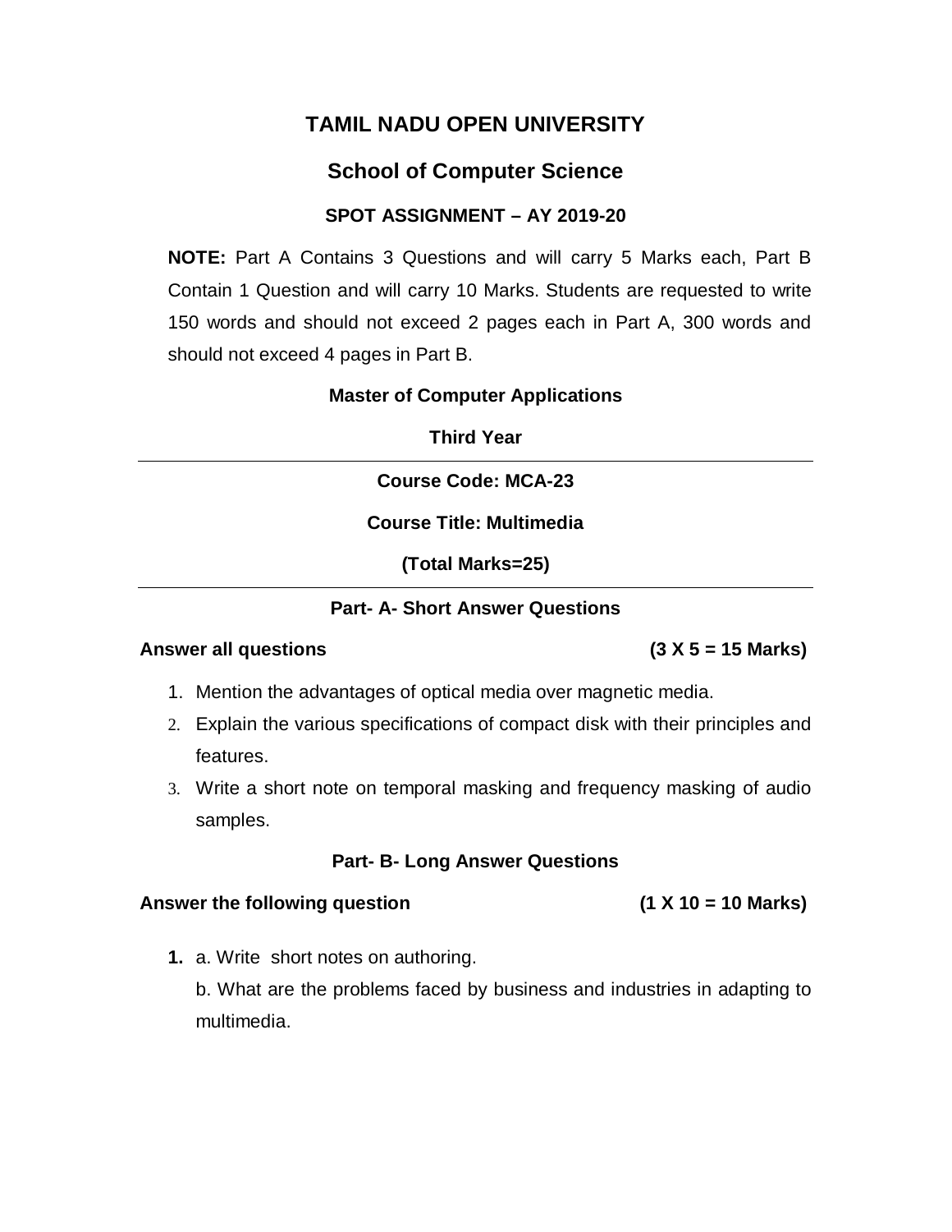# TAMIL NADU OPEN UNIVERSITY

## School of Computer Science

### SPOT ASSIGNMENT – AY 2019-20

**NOTE:** Part A Contains 3 Questions and will carry 5 Marks each, Part B Contain 1 Question and will carry 10 Marks. Students are requested to write 150 words and should not exceed 2 pages each in Part A, 300 words and should not exceed 4 pages in Part B.

**Master of Computer Applications**

**Third Year**

---

**Course Code: MCA-23**

**Course Title: Multimedia**

**(Total Marks=25)**

---

**Part- A- Short Answer Questions**

**Answer all questions** **(3 X 5 = 15 Marks)**

1. Mention the advantages of optical media over magnetic media.
2. Explain the various specifications of compact disk with their principles and features.
3. Write a short note on temporal masking and frequency masking of audio samples.

**Part- B- Long Answer Questions**

**Answer the following question** **(1 X 10 = 10 Marks)**

**1.** a. Write short notes on authoring.

b. What are the problems faced by business and industries in adapting to multimedia.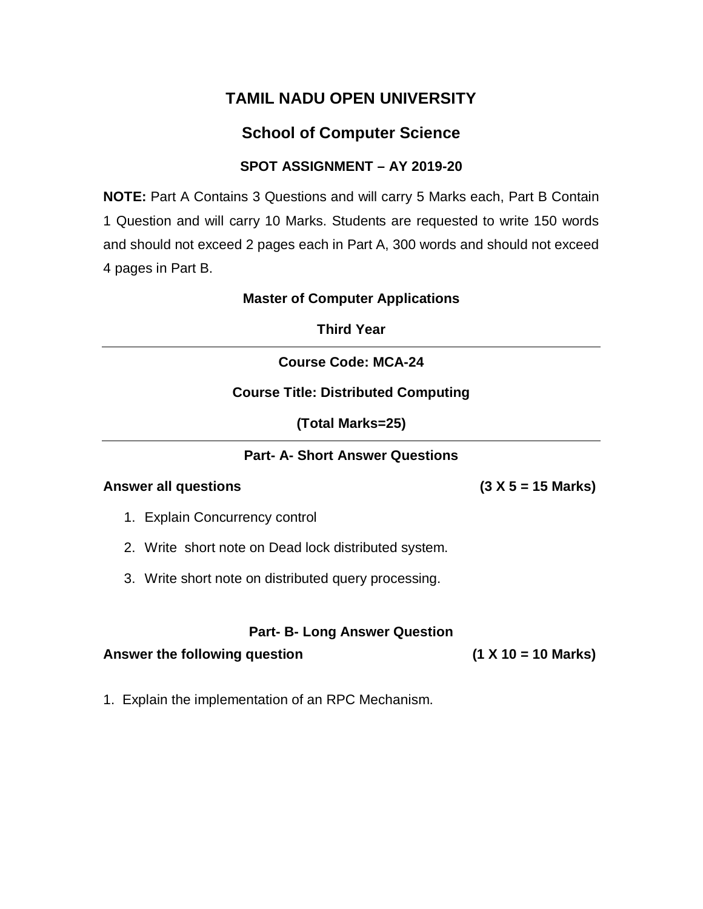# TAMIL NADU OPEN UNIVERSITY

## School of Computer Science

### SPOT ASSIGNMENT – AY 2019-20

**NOTE:** Part A Contains 3 Questions and will carry 5 Marks each, Part B Contain 1 Question and will carry 10 Marks. Students are requested to write 150 words and should not exceed 2 pages each in Part A, 300 words and should not exceed 4 pages in Part B.

**Master of Computer Applications**

**Third Year**

---

**Course Code: MCA-24**

**Course Title: Distributed Computing**

**(Total Marks=25)**

---

### Part- A- Short Answer Questions

**Answer all questions** **(3 X 5 = 15 Marks)**

1. Explain Concurrency control
2. Write short note on Dead lock distributed system.
3. Write short note on distributed query processing.

### Part- B- Long Answer Question

**Answer the following question** **(1 X 10 = 10 Marks)**

1. Explain the implementation of an RPC Mechanism.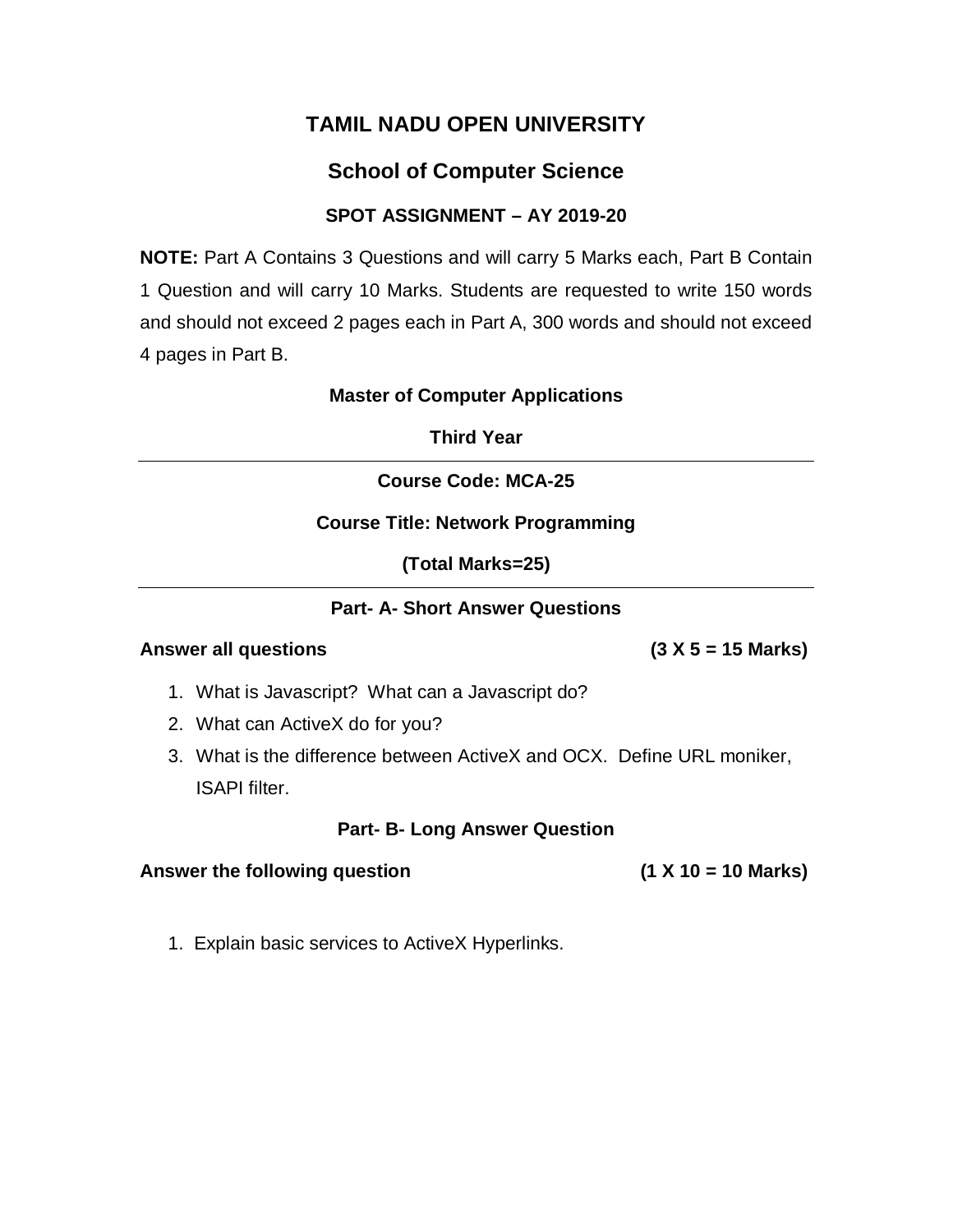# TAMIL NADU OPEN UNIVERSITY

## School of Computer Science

### SPOT ASSIGNMENT – AY 2019-20

**NOTE:** Part A Contains 3 Questions and will carry 5 Marks each, Part B Contain 1 Question and will carry 10 Marks. Students are requested to write 150 words and should not exceed 2 pages each in Part A, 300 words and should not exceed 4 pages in Part B.

**Master of Computer Applications**

**Third Year**

---

**Course Code: MCA-25**

**Course Title: Network Programming**

**(Total Marks=25)**

---

**Part- A- Short Answer Questions**

**Answer all questions** **(3 X 5 = 15 Marks)**

1. What is Javascript? What can a Javascript do?
2. What can ActiveX do for you?
3. What is the difference between ActiveX and OCX. Define URL moniker, ISAPI filter.

**Part- B- Long Answer Question**

**Answer the following question** **(1 X 10 = 10 Marks)**

1. Explain basic services to ActiveX Hyperlinks.